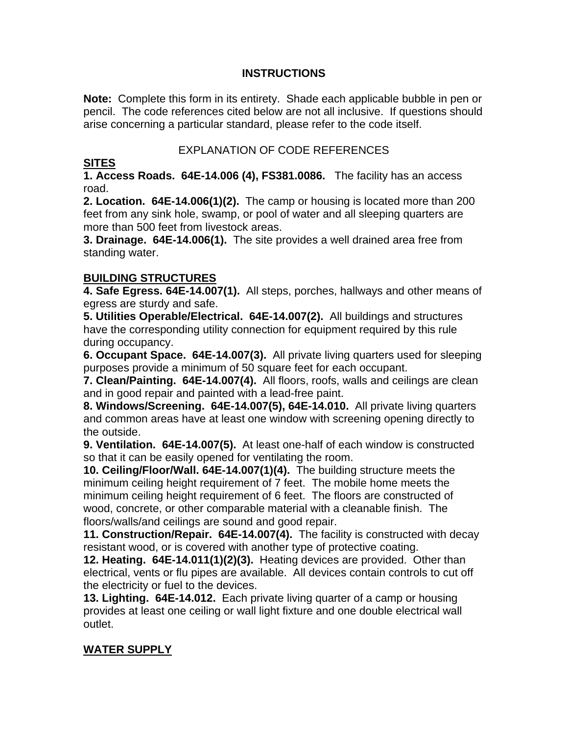# INSTRUCTIONS

**Note:** Complete this form in its entirety. Shade each applicable bubble in pen or pencil. The code references cited below are not all inclusive. If questions should arise concerning a particular standard, please refer to the code itself.

## EXPLANATION OF CODE REFERENCES

### SITES

**1. Access Roads. 64E-14.006 (4), FS381.0086.** The facility has an access road.

**2. Location. 64E-14.006(1)(2).** The camp or housing is located more than 200 feet from any sink hole, swamp, or pool of water and all sleeping quarters are more than 500 feet from livestock areas.

**3. Drainage. 64E-14.006(1).** The site provides a well drained area free from standing water.

### BUILDING STRUCTURES

**4. Safe Egress. 64E-14.007(1).** All steps, porches, hallways and other means of egress are sturdy and safe.

**5. Utilities Operable/Electrical. 64E-14.007(2).** All buildings and structures have the corresponding utility connection for equipment required by this rule during occupancy.

**6. Occupant Space. 64E-14.007(3).** All private living quarters used for sleeping purposes provide a minimum of 50 square feet for each occupant.

**7. Clean/Painting. 64E-14.007(4).** All floors, roofs, walls and ceilings are clean and in good repair and painted with a lead-free paint.

**8. Windows/Screening. 64E-14.007(5), 64E-14.010.** All private living quarters and common areas have at least one window with screening opening directly to the outside.

**9. Ventilation. 64E-14.007(5).** At least one-half of each window is constructed so that it can be easily opened for ventilating the room.

**10. Ceiling/Floor/Wall. 64E-14.007(1)(4).** The building structure meets the minimum ceiling height requirement of 7 feet. The mobile home meets the minimum ceiling height requirement of 6 feet. The floors are constructed of wood, concrete, or other comparable material with a cleanable finish. The floors/walls/and ceilings are sound and good repair.

**11. Construction/Repair. 64E-14.007(4).** The facility is constructed with decay resistant wood, or is covered with another type of protective coating.

**12. Heating. 64E-14.011(1)(2)(3).** Heating devices are provided. Other than electrical, vents or flu pipes are available. All devices contain controls to cut off the electricity or fuel to the devices.

**13. Lighting. 64E-14.012.** Each private living quarter of a camp or housing provides at least one ceiling or wall light fixture and one double electrical wall outlet.

### WATER SUPPLY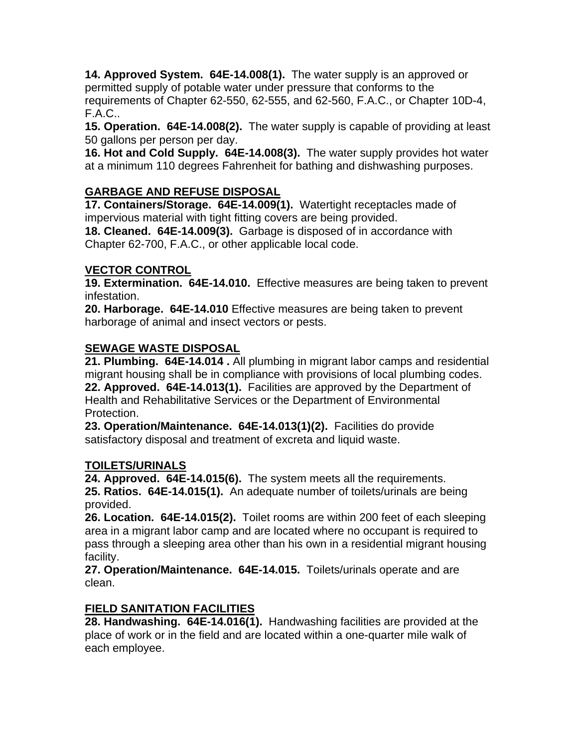**14. Approved System. 64E-14.008(1).** The water supply is an approved or permitted supply of potable water under pressure that conforms to the requirements of Chapter 62-550, 62-555, and 62-560, F.A.C., or Chapter 10D-4, F.A.C..

**15. Operation. 64E-14.008(2).** The water supply is capable of providing at least 50 gallons per person per day.

**16. Hot and Cold Supply. 64E-14.008(3).** The water supply provides hot water at a minimum 110 degrees Fahrenheit for bathing and dishwashing purposes.

## GARBAGE AND REFUSE DISPOSAL

**17. Containers/Storage. 64E-14.009(1).** Watertight receptacles made of impervious material with tight fitting covers are being provided.

**18. Cleaned. 64E-14.009(3).** Garbage is disposed of in accordance with Chapter 62-700, F.A.C., or other applicable local code.

## VECTOR CONTROL

**19. Extermination. 64E-14.010.** Effective measures are being taken to prevent infestation.

**20. Harborage. 64E-14.010** Effective measures are being taken to prevent harborage of animal and insect vectors or pests.

## SEWAGE WASTE DISPOSAL

**21. Plumbing. 64E-14.014 .** All plumbing in migrant labor camps and residential migrant housing shall be in compliance with provisions of local plumbing codes.

**22. Approved. 64E-14.013(1).** Facilities are approved by the Department of Health and Rehabilitative Services or the Department of Environmental Protection.

**23. Operation/Maintenance. 64E-14.013(1)(2).** Facilities do provide satisfactory disposal and treatment of excreta and liquid waste.

## TOILETS/URINALS

**24. Approved. 64E-14.015(6).** The system meets all the requirements.

**25. Ratios. 64E-14.015(1).** An adequate number of toilets/urinals are being provided.

**26. Location. 64E-14.015(2).** Toilet rooms are within 200 feet of each sleeping area in a migrant labor camp and are located where no occupant is required to pass through a sleeping area other than his own in a residential migrant housing facility.

**27. Operation/Maintenance. 64E-14.015.** Toilets/urinals operate and are clean.

## FIELD SANITATION FACILITIES

**28. Handwashing. 64E-14.016(1).** Handwashing facilities are provided at the place of work or in the field and are located within a one-quarter mile walk of each employee.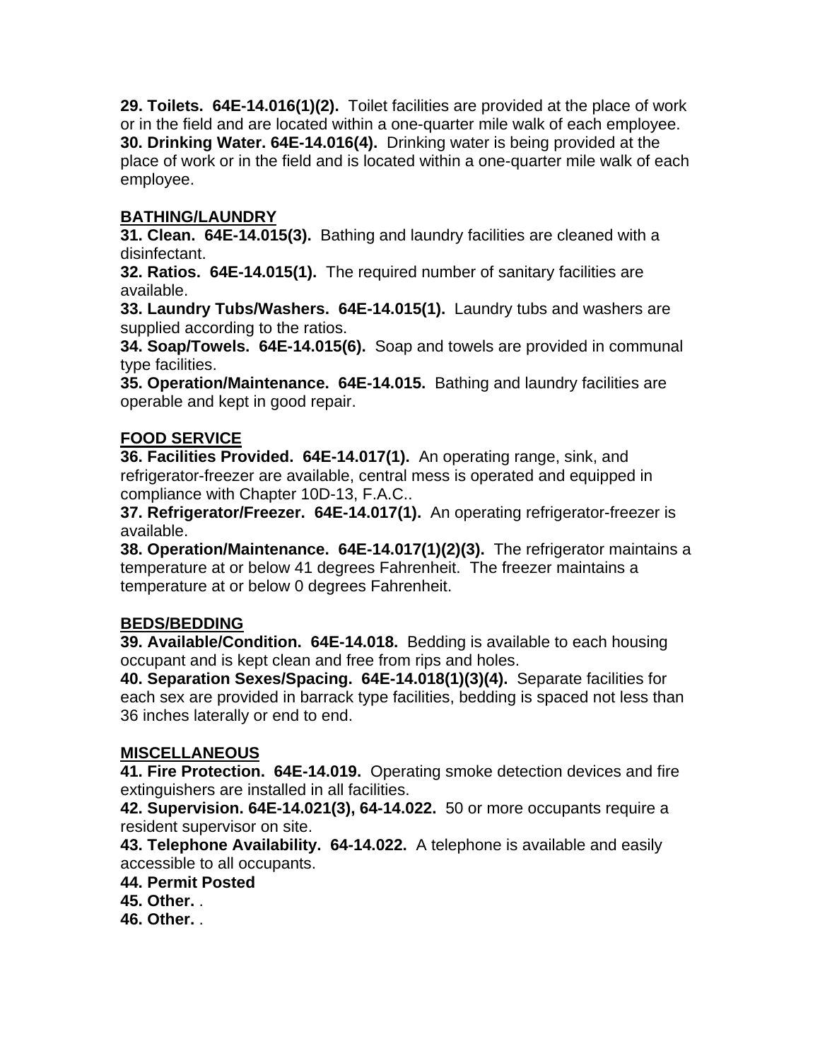**29. Toilets. 64E-14.016(1)(2).** Toilet facilities are provided at the place of work or in the field and are located within a one-quarter mile walk of each employee.
**30. Drinking Water. 64E-14.016(4).** Drinking water is being provided at the place of work or in the field and is located within a one-quarter mile walk of each employee.

## BATHING/LAUNDRY

**31. Clean. 64E-14.015(3).** Bathing and laundry facilities are cleaned with a disinfectant.
**32. Ratios. 64E-14.015(1).** The required number of sanitary facilities are available.
**33. Laundry Tubs/Washers. 64E-14.015(1).** Laundry tubs and washers are supplied according to the ratios.
**34. Soap/Towels. 64E-14.015(6).** Soap and towels are provided in communal type facilities.
**35. Operation/Maintenance. 64E-14.015.** Bathing and laundry facilities are operable and kept in good repair.

## FOOD SERVICE

**36. Facilities Provided. 64E-14.017(1).** An operating range, sink, and refrigerator-freezer are available, central mess is operated and equipped in compliance with Chapter 10D-13, F.A.C..
**37. Refrigerator/Freezer. 64E-14.017(1).** An operating refrigerator-freezer is available.
**38. Operation/Maintenance. 64E-14.017(1)(2)(3).** The refrigerator maintains a temperature at or below 41 degrees Fahrenheit. The freezer maintains a temperature at or below 0 degrees Fahrenheit.

## BEDS/BEDDING

**39. Available/Condition. 64E-14.018.** Bedding is available to each housing occupant and is kept clean and free from rips and holes.
**40. Separation Sexes/Spacing. 64E-14.018(1)(3)(4).** Separate facilities for each sex are provided in barrack type facilities, bedding is spaced not less than 36 inches laterally or end to end.

## MISCELLANEOUS

**41. Fire Protection. 64E-14.019.** Operating smoke detection devices and fire extinguishers are installed in all facilities.
**42. Supervision. 64E-14.021(3), 64-14.022.** 50 or more occupants require a resident supervisor on site.
**43. Telephone Availability. 64-14.022.** A telephone is available and easily accessible to all occupants.
**44. Permit Posted**
**45. Other.** .
**46. Other.** .